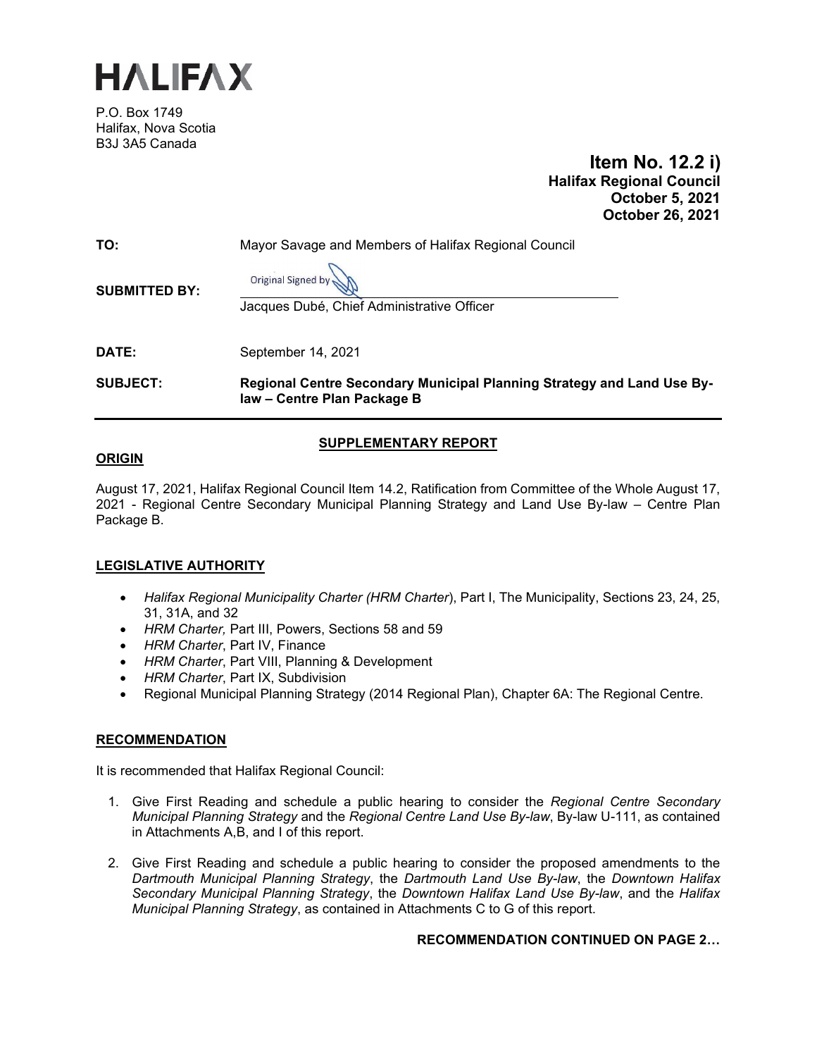# HALIFAX

P.O. Box 1749
Halifax, Nova Scotia
B3J 3A5 Canada

**Item No. 12.2 i)**
**Halifax Regional Council**
**October 5, 2021**
**October 26, 2021**

**TO:** Mayor Savage and Members of Halifax Regional Council

**SUBMITTED BY:** Original Signed by

Jacques Dubé, Chief Administrative Officer

**DATE:** September 14, 2021

**SUBJECT:** **Regional Centre Secondary Municipal Planning Strategy and Land Use By-law – Centre Plan Package B**

---

## SUPPLEMENTARY REPORT

## ORIGIN

August 17, 2021, Halifax Regional Council Item 14.2, Ratification from Committee of the Whole August 17, 2021 - Regional Centre Secondary Municipal Planning Strategy and Land Use By-law – Centre Plan Package B.

## LEGISLATIVE AUTHORITY

- *Halifax Regional Municipality Charter (HRM Charter)*, Part I, The Municipality, Sections 23, 24, 25, 31, 31A, and 32
- *HRM Charter,* Part III, Powers, Sections 58 and 59
- *HRM Charter*, Part IV, Finance
- *HRM Charter*, Part VIII, Planning & Development
- *HRM Charter*, Part IX, Subdivision
- Regional Municipal Planning Strategy (2014 Regional Plan), Chapter 6A: The Regional Centre.

## RECOMMENDATION

It is recommended that Halifax Regional Council:

1. Give First Reading and schedule a public hearing to consider the *Regional Centre Secondary Municipal Planning Strategy* and the *Regional Centre Land Use By-law*, By-law U-111, as contained in Attachments A,B, and I of this report.

2. Give First Reading and schedule a public hearing to consider the proposed amendments to the *Dartmouth Municipal Planning Strategy*, the *Dartmouth Land Use By-law*, the *Downtown Halifax Secondary Municipal Planning Strategy*, the *Downtown Halifax Land Use By-law*, and the *Halifax Municipal Planning Strategy*, as contained in Attachments C to G of this report.

**RECOMMENDATION CONTINUED ON PAGE 2…**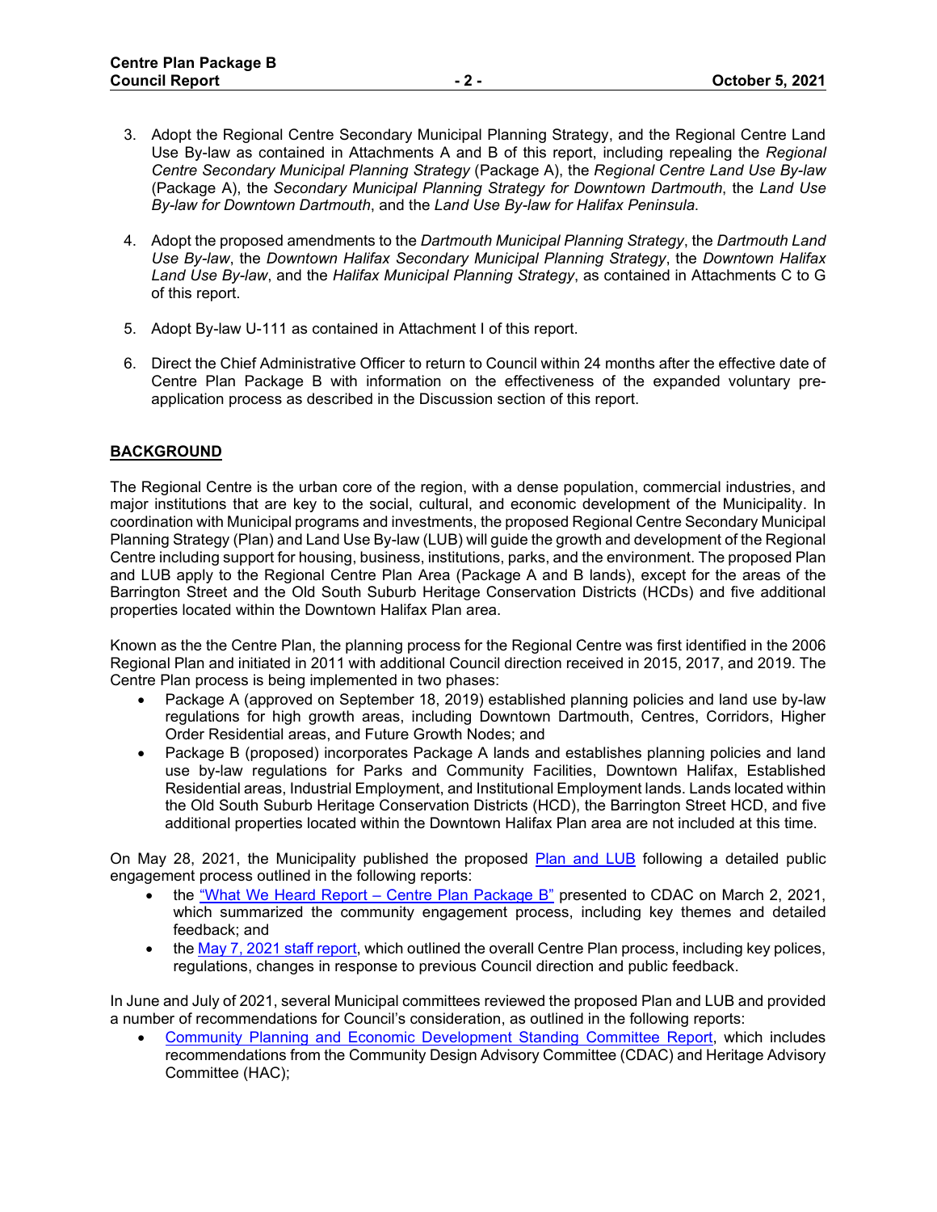3. Adopt the Regional Centre Secondary Municipal Planning Strategy, and the Regional Centre Land Use By-law as contained in Attachments A and B of this report, including repealing the *Regional Centre Secondary Municipal Planning Strategy* (Package A), the *Regional Centre Land Use By-law* (Package A), the *Secondary Municipal Planning Strategy for Downtown Dartmouth*, the *Land Use By-law for Downtown Dartmouth*, and the *Land Use By-law for Halifax Peninsula*.

4. Adopt the proposed amendments to the *Dartmouth Municipal Planning Strategy*, the *Dartmouth Land Use By-law*, the *Downtown Halifax Secondary Municipal Planning Strategy*, the *Downtown Halifax Land Use By-law*, and the *Halifax Municipal Planning Strategy*, as contained in Attachments C to G of this report.

5. Adopt By-law U-111 as contained in Attachment I of this report.

6. Direct the Chief Administrative Officer to return to Council within 24 months after the effective date of Centre Plan Package B with information on the effectiveness of the expanded voluntary pre-application process as described in the Discussion section of this report.

## BACKGROUND

The Regional Centre is the urban core of the region, with a dense population, commercial industries, and major institutions that are key to the social, cultural, and economic development of the Municipality. In coordination with Municipal programs and investments, the proposed Regional Centre Secondary Municipal Planning Strategy (Plan) and Land Use By-law (LUB) will guide the growth and development of the Regional Centre including support for housing, business, institutions, parks, and the environment. The proposed Plan and LUB apply to the Regional Centre Plan Area (Package A and B lands), except for the areas of the Barrington Street and the Old South Suburb Heritage Conservation Districts (HCDs) and five additional properties located within the Downtown Halifax Plan area.

Known as the the Centre Plan, the planning process for the Regional Centre was first identified in the 2006 Regional Plan and initiated in 2011 with additional Council direction received in 2015, 2017, and 2019. The Centre Plan process is being implemented in two phases:

- Package A (approved on September 18, 2019) established planning policies and land use by-law regulations for high growth areas, including Downtown Dartmouth, Centres, Corridors, Higher Order Residential areas, and Future Growth Nodes; and
- Package B (proposed) incorporates Package A lands and establishes planning policies and land use by-law regulations for Parks and Community Facilities, Downtown Halifax, Established Residential areas, Industrial Employment, and Institutional Employment lands. Lands located within the Old South Suburb Heritage Conservation Districts (HCD), the Barrington Street HCD, and five additional properties located within the Downtown Halifax Plan area are not included at this time.

On May 28, 2021, the Municipality published the proposed Plan and LUB following a detailed public engagement process outlined in the following reports:

- the "What We Heard Report – Centre Plan Package B" presented to CDAC on March 2, 2021, which summarized the community engagement process, including key themes and detailed feedback; and
- the May 7, 2021 staff report, which outlined the overall Centre Plan process, including key polices, regulations, changes in response to previous Council direction and public feedback.

In June and July of 2021, several Municipal committees reviewed the proposed Plan and LUB and provided a number of recommendations for Council's consideration, as outlined in the following reports:

- Community Planning and Economic Development Standing Committee Report, which includes recommendations from the Community Design Advisory Committee (CDAC) and Heritage Advisory Committee (HAC);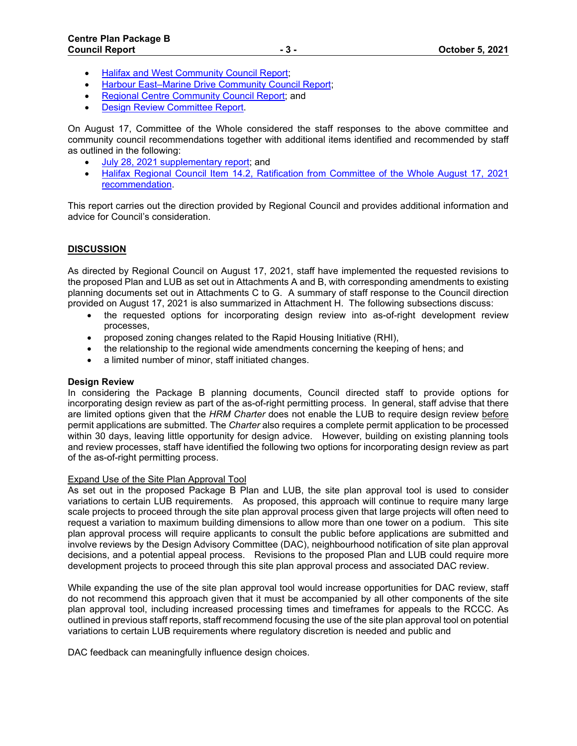- Halifax and West Community Council Report;
- Harbour East–Marine Drive Community Council Report;
- Regional Centre Community Council Report; and
- Design Review Committee Report.

On August 17, Committee of the Whole considered the staff responses to the above committee and community council recommendations together with additional items identified and recommended by staff as outlined in the following:

- July 28, 2021 supplementary report; and
- Halifax Regional Council Item 14.2, Ratification from Committee of the Whole August 17, 2021 recommendation.

This report carries out the direction provided by Regional Council and provides additional information and advice for Council's consideration.

## DISCUSSION

As directed by Regional Council on August 17, 2021, staff have implemented the requested revisions to the proposed Plan and LUB as set out in Attachments A and B, with corresponding amendments to existing planning documents set out in Attachments C to G. A summary of staff response to the Council direction provided on August 17, 2021 is also summarized in Attachment H. The following subsections discuss:

- the requested options for incorporating design review into as-of-right development review processes,
- proposed zoning changes related to the Rapid Housing Initiative (RHI),
- the relationship to the regional wide amendments concerning the keeping of hens; and
- a limited number of minor, staff initiated changes.

### Design Review

In considering the Package B planning documents, Council directed staff to provide options for incorporating design review as part of the as-of-right permitting process. In general, staff advise that there are limited options given that the *HRM Charter* does not enable the LUB to require design review before permit applications are submitted. The *Charter* also requires a complete permit application to be processed within 30 days, leaving little opportunity for design advice. However, building on existing planning tools and review processes, staff have identified the following two options for incorporating design review as part of the as-of-right permitting process.

Expand Use of the Site Plan Approval Tool

As set out in the proposed Package B Plan and LUB, the site plan approval tool is used to consider variations to certain LUB requirements. As proposed, this approach will continue to require many large scale projects to proceed through the site plan approval process given that large projects will often need to request a variation to maximum building dimensions to allow more than one tower on a podium. This site plan approval process will require applicants to consult the public before applications are submitted and involve reviews by the Design Advisory Committee (DAC), neighbourhood notification of site plan approval decisions, and a potential appeal process. Revisions to the proposed Plan and LUB could require more development projects to proceed through this site plan approval process and associated DAC review.

While expanding the use of the site plan approval tool would increase opportunities for DAC review, staff do not recommend this approach given that it must be accompanied by all other components of the site plan approval tool, including increased processing times and timeframes for appeals to the RCCC. As outlined in previous staff reports, staff recommend focusing the use of the site plan approval tool on potential variations to certain LUB requirements where regulatory discretion is needed and public and DAC feedback can meaningfully influence design choices.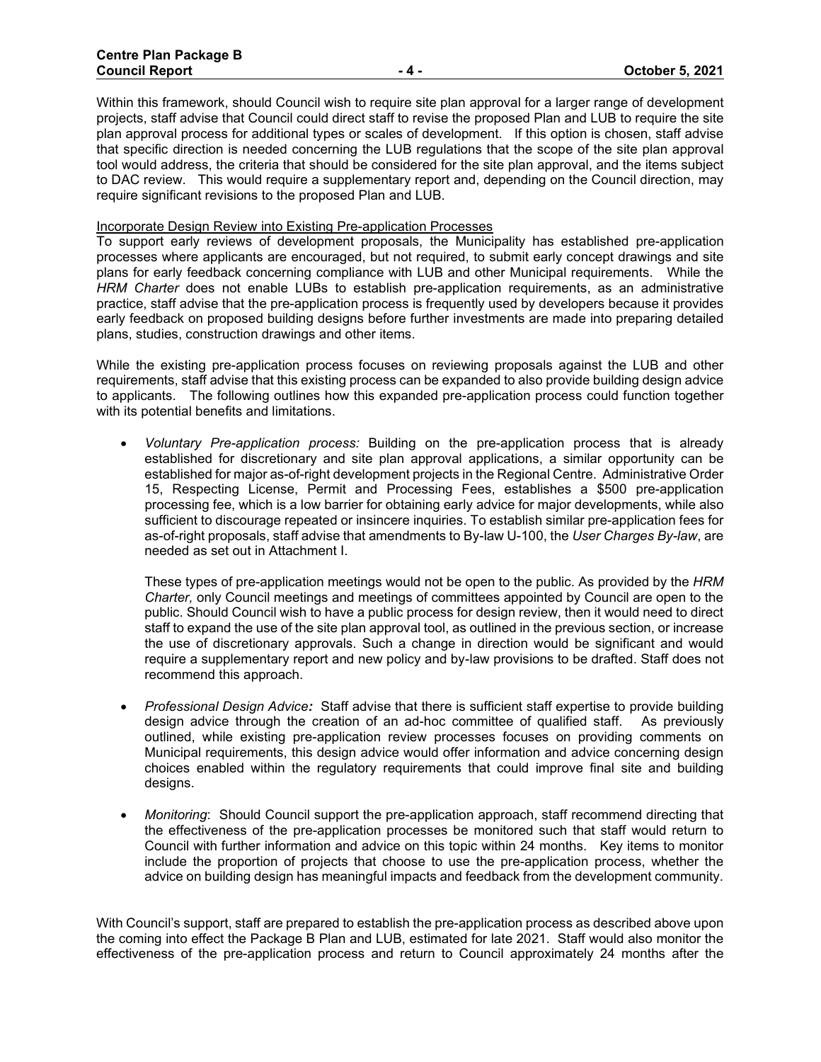Within this framework, should Council wish to require site plan approval for a larger range of development projects, staff advise that Council could direct staff to revise the proposed Plan and LUB to require the site plan approval process for additional types or scales of development. If this option is chosen, staff advise that specific direction is needed concerning the LUB regulations that the scope of the site plan approval tool would address, the criteria that should be considered for the site plan approval, and the items subject to DAC review. This would require a supplementary report and, depending on the Council direction, may require significant revisions to the proposed Plan and LUB.

Incorporate Design Review into Existing Pre-application Processes

To support early reviews of development proposals, the Municipality has established pre-application processes where applicants are encouraged, but not required, to submit early concept drawings and site plans for early feedback concerning compliance with LUB and other Municipal requirements. While the *HRM Charter* does not enable LUBs to establish pre-application requirements, as an administrative practice, staff advise that the pre-application process is frequently used by developers because it provides early feedback on proposed building designs before further investments are made into preparing detailed plans, studies, construction drawings and other items.

While the existing pre-application process focuses on reviewing proposals against the LUB and other requirements, staff advise that this existing process can be expanded to also provide building design advice to applicants. The following outlines how this expanded pre-application process could function together with its potential benefits and limitations.

- *Voluntary Pre-application process:* Building on the pre-application process that is already established for discretionary and site plan approval applications, a similar opportunity can be established for major as-of-right development projects in the Regional Centre. Administrative Order 15, Respecting License, Permit and Processing Fees, establishes a $500 pre-application processing fee, which is a low barrier for obtaining early advice for major developments, while also sufficient to discourage repeated or insincere inquiries. To establish similar pre-application fees for as-of-right proposals, staff advise that amendments to By-law U-100, the *User Charges By-law*, are needed as set out in Attachment I.

  These types of pre-application meetings would not be open to the public. As provided by the *HRM Charter,* only Council meetings and meetings of committees appointed by Council are open to the public. Should Council wish to have a public process for design review, then it would need to direct staff to expand the use of the site plan approval tool, as outlined in the previous section, or increase the use of discretionary approvals. Such a change in direction would be significant and would require a supplementary report and new policy and by-law provisions to be drafted. Staff does not recommend this approach.

- *Professional Design Advice:* Staff advise that there is sufficient staff expertise to provide building design advice through the creation of an ad-hoc committee of qualified staff. As previously outlined, while existing pre-application review processes focuses on providing comments on Municipal requirements, this design advice would offer information and advice concerning design choices enabled within the regulatory requirements that could improve final site and building designs.

- *Monitoring*: Should Council support the pre-application approach, staff recommend directing that the effectiveness of the pre-application processes be monitored such that staff would return to Council with further information and advice on this topic within 24 months. Key items to monitor include the proportion of projects that choose to use the pre-application process, whether the advice on building design has meaningful impacts and feedback from the development community.

With Council's support, staff are prepared to establish the pre-application process as described above upon the coming into effect the Package B Plan and LUB, estimated for late 2021. Staff would also monitor the effectiveness of the pre-application process and return to Council approximately 24 months after the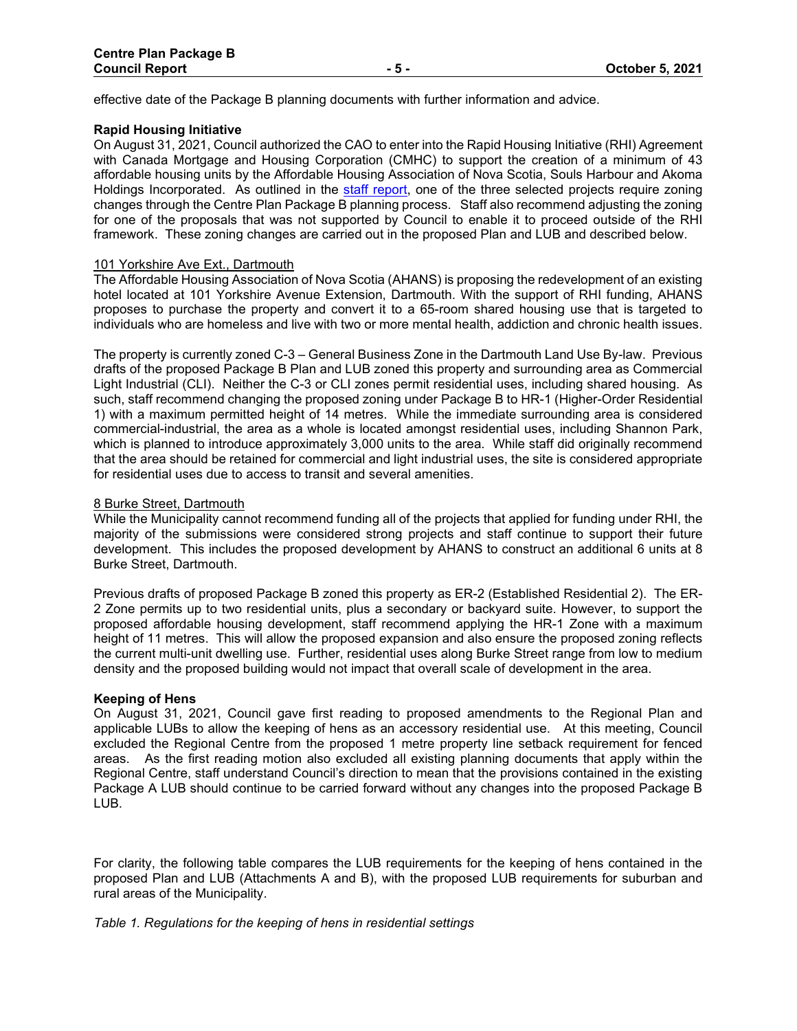effective date of the Package B planning documents with further information and advice.

**Rapid Housing Initiative**

On August 31, 2021, Council authorized the CAO to enter into the Rapid Housing Initiative (RHI) Agreement with Canada Mortgage and Housing Corporation (CMHC) to support the creation of a minimum of 43 affordable housing units by the Affordable Housing Association of Nova Scotia, Souls Harbour and Akoma Holdings Incorporated. As outlined in the staff report, one of the three selected projects require zoning changes through the Centre Plan Package B planning process. Staff also recommend adjusting the zoning for one of the proposals that was not supported by Council to enable it to proceed outside of the RHI framework. These zoning changes are carried out in the proposed Plan and LUB and described below.

101 Yorkshire Ave Ext., Dartmouth

The Affordable Housing Association of Nova Scotia (AHANS) is proposing the redevelopment of an existing hotel located at 101 Yorkshire Avenue Extension, Dartmouth. With the support of RHI funding, AHANS proposes to purchase the property and convert it to a 65-room shared housing use that is targeted to individuals who are homeless and live with two or more mental health, addiction and chronic health issues.

The property is currently zoned C-3 – General Business Zone in the Dartmouth Land Use By-law. Previous drafts of the proposed Package B Plan and LUB zoned this property and surrounding area as Commercial Light Industrial (CLI). Neither the C-3 or CLI zones permit residential uses, including shared housing. As such, staff recommend changing the proposed zoning under Package B to HR-1 (Higher-Order Residential 1) with a maximum permitted height of 14 metres. While the immediate surrounding area is considered commercial-industrial, the area as a whole is located amongst residential uses, including Shannon Park, which is planned to introduce approximately 3,000 units to the area. While staff did originally recommend that the area should be retained for commercial and light industrial uses, the site is considered appropriate for residential uses due to access to transit and several amenities.

8 Burke Street, Dartmouth

While the Municipality cannot recommend funding all of the projects that applied for funding under RHI, the majority of the submissions were considered strong projects and staff continue to support their future development. This includes the proposed development by AHANS to construct an additional 6 units at 8 Burke Street, Dartmouth.

Previous drafts of proposed Package B zoned this property as ER-2 (Established Residential 2). The ER-2 Zone permits up to two residential units, plus a secondary or backyard suite. However, to support the proposed affordable housing development, staff recommend applying the HR-1 Zone with a maximum height of 11 metres. This will allow the proposed expansion and also ensure the proposed zoning reflects the current multi-unit dwelling use. Further, residential uses along Burke Street range from low to medium density and the proposed building would not impact that overall scale of development in the area.

**Keeping of Hens**

On August 31, 2021, Council gave first reading to proposed amendments to the Regional Plan and applicable LUBs to allow the keeping of hens as an accessory residential use. At this meeting, Council excluded the Regional Centre from the proposed 1 metre property line setback requirement for fenced areas. As the first reading motion also excluded all existing planning documents that apply within the Regional Centre, staff understand Council's direction to mean that the provisions contained in the existing Package A LUB should continue to be carried forward without any changes into the proposed Package B LUB.

For clarity, the following table compares the LUB requirements for the keeping of hens contained in the proposed Plan and LUB (Attachments A and B), with the proposed LUB requirements for suburban and rural areas of the Municipality.

*Table 1. Regulations for the keeping of hens in residential settings*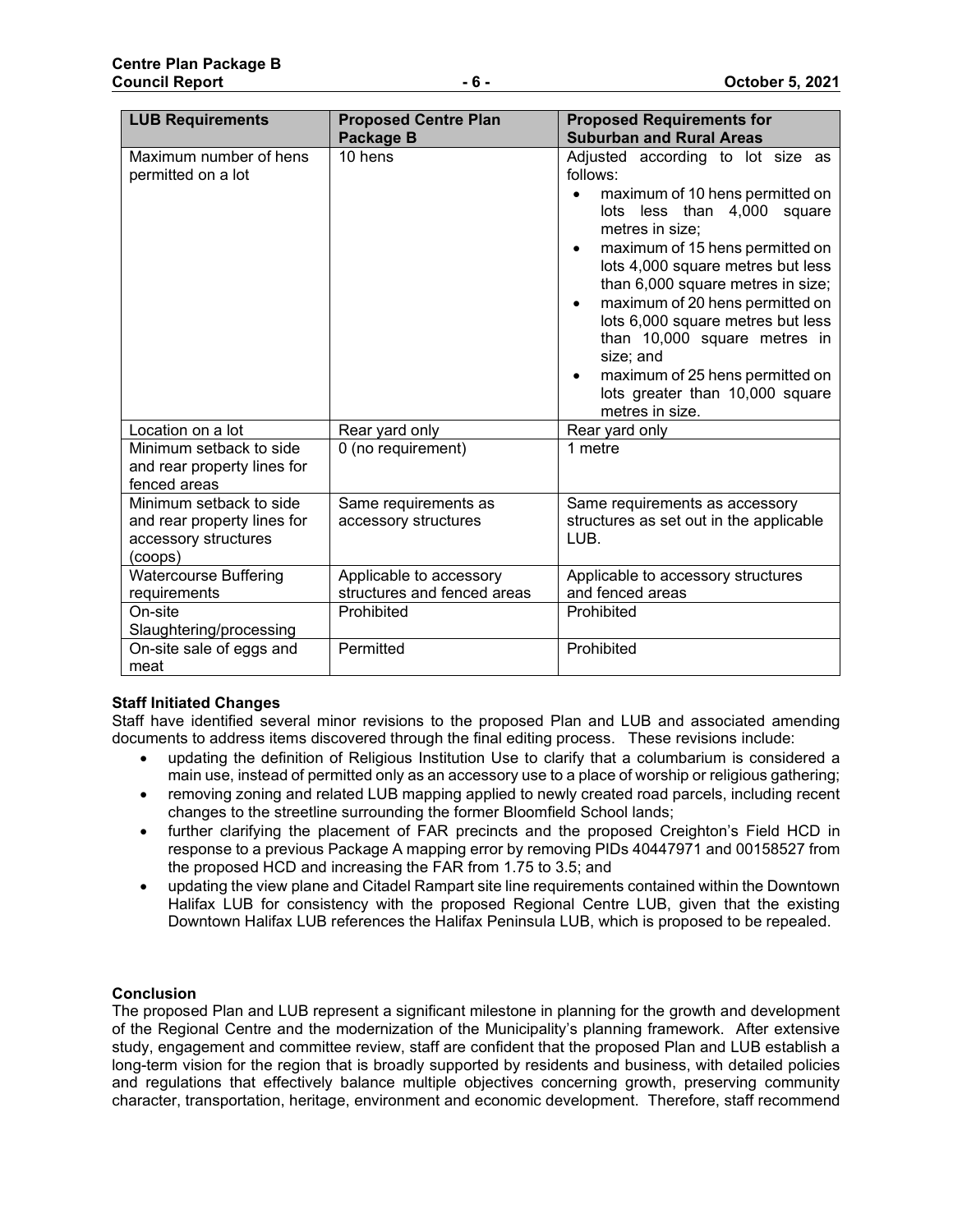| LUB Requirements | Proposed Centre Plan Package B | Proposed Requirements for Suburban and Rural Areas |
|---|---|---|
| Maximum number of hens permitted on a lot | 10 hens | Adjusted according to lot size as follows:<br>• maximum of 10 hens permitted on lots less than 4,000 square metres in size;<br>• maximum of 15 hens permitted on lots 4,000 square metres but less than 6,000 square metres in size;<br>• maximum of 20 hens permitted on lots 6,000 square metres but less than 10,000 square metres in size; and<br>• maximum of 25 hens permitted on lots greater than 10,000 square metres in size. |
| Location on a lot | Rear yard only | Rear yard only |
| Minimum setback to side and rear property lines for fenced areas | 0 (no requirement) | 1 metre |
| Minimum setback to side and rear property lines for accessory structures (coops) | Same requirements as accessory structures | Same requirements as accessory structures as set out in the applicable LUB. |
| Watercourse Buffering requirements | Applicable to accessory structures and fenced areas | Applicable to accessory structures and fenced areas |
| On-site Slaughtering/processing | Prohibited | Prohibited |
| On-site sale of eggs and meat | Permitted | Prohibited |

**Staff Initiated Changes**

Staff have identified several minor revisions to the proposed Plan and LUB and associated amending documents to address items discovered through the final editing process. These revisions include:

- updating the definition of Religious Institution Use to clarify that a columbarium is considered a main use, instead of permitted only as an accessory use to a place of worship or religious gathering;
- removing zoning and related LUB mapping applied to newly created road parcels, including recent changes to the streetline surrounding the former Bloomfield School lands;
- further clarifying the placement of FAR precincts and the proposed Creighton's Field HCD in response to a previous Package A mapping error by removing PIDs 40447971 and 00158527 from the proposed HCD and increasing the FAR from 1.75 to 3.5; and
- updating the view plane and Citadel Rampart site line requirements contained within the Downtown Halifax LUB for consistency with the proposed Regional Centre LUB, given that the existing Downtown Halifax LUB references the Halifax Peninsula LUB, which is proposed to be repealed.

**Conclusion**

The proposed Plan and LUB represent a significant milestone in planning for the growth and development of the Regional Centre and the modernization of the Municipality's planning framework. After extensive study, engagement and committee review, staff are confident that the proposed Plan and LUB establish a long-term vision for the region that is broadly supported by residents and business, with detailed policies and regulations that effectively balance multiple objectives concerning growth, preserving community character, transportation, heritage, environment and economic development. Therefore, staff recommend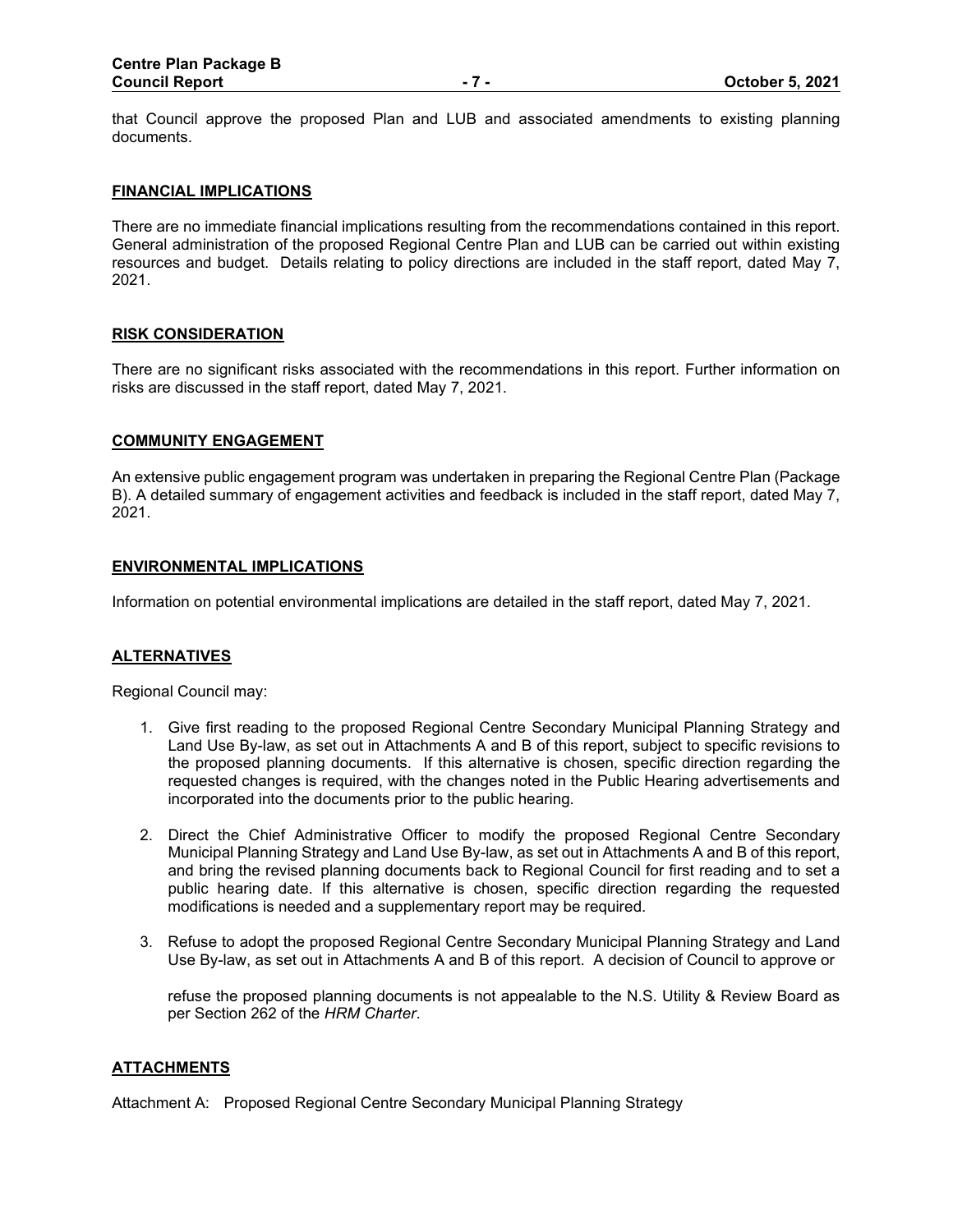that Council approve the proposed Plan and LUB and associated amendments to existing planning documents.

## FINANCIAL IMPLICATIONS

There are no immediate financial implications resulting from the recommendations contained in this report. General administration of the proposed Regional Centre Plan and LUB can be carried out within existing resources and budget. Details relating to policy directions are included in the staff report, dated May 7, 2021.

## RISK CONSIDERATION

There are no significant risks associated with the recommendations in this report. Further information on risks are discussed in the staff report, dated May 7, 2021.

## COMMUNITY ENGAGEMENT

An extensive public engagement program was undertaken in preparing the Regional Centre Plan (Package B). A detailed summary of engagement activities and feedback is included in the staff report, dated May 7, 2021.

## ENVIRONMENTAL IMPLICATIONS

Information on potential environmental implications are detailed in the staff report, dated May 7, 2021.

## ALTERNATIVES

Regional Council may:

1. Give first reading to the proposed Regional Centre Secondary Municipal Planning Strategy and Land Use By-law, as set out in Attachments A and B of this report, subject to specific revisions to the proposed planning documents. If this alternative is chosen, specific direction regarding the requested changes is required, with the changes noted in the Public Hearing advertisements and incorporated into the documents prior to the public hearing.
2. Direct the Chief Administrative Officer to modify the proposed Regional Centre Secondary Municipal Planning Strategy and Land Use By-law, as set out in Attachments A and B of this report, and bring the revised planning documents back to Regional Council for first reading and to set a public hearing date. If this alternative is chosen, specific direction regarding the requested modifications is needed and a supplementary report may be required.
3. Refuse to adopt the proposed Regional Centre Secondary Municipal Planning Strategy and Land Use By-law, as set out in Attachments A and B of this report. A decision of Council to approve or refuse the proposed planning documents is not appealable to the N.S. Utility & Review Board as per Section 262 of the *HRM Charter*.

## ATTACHMENTS

Attachment A: Proposed Regional Centre Secondary Municipal Planning Strategy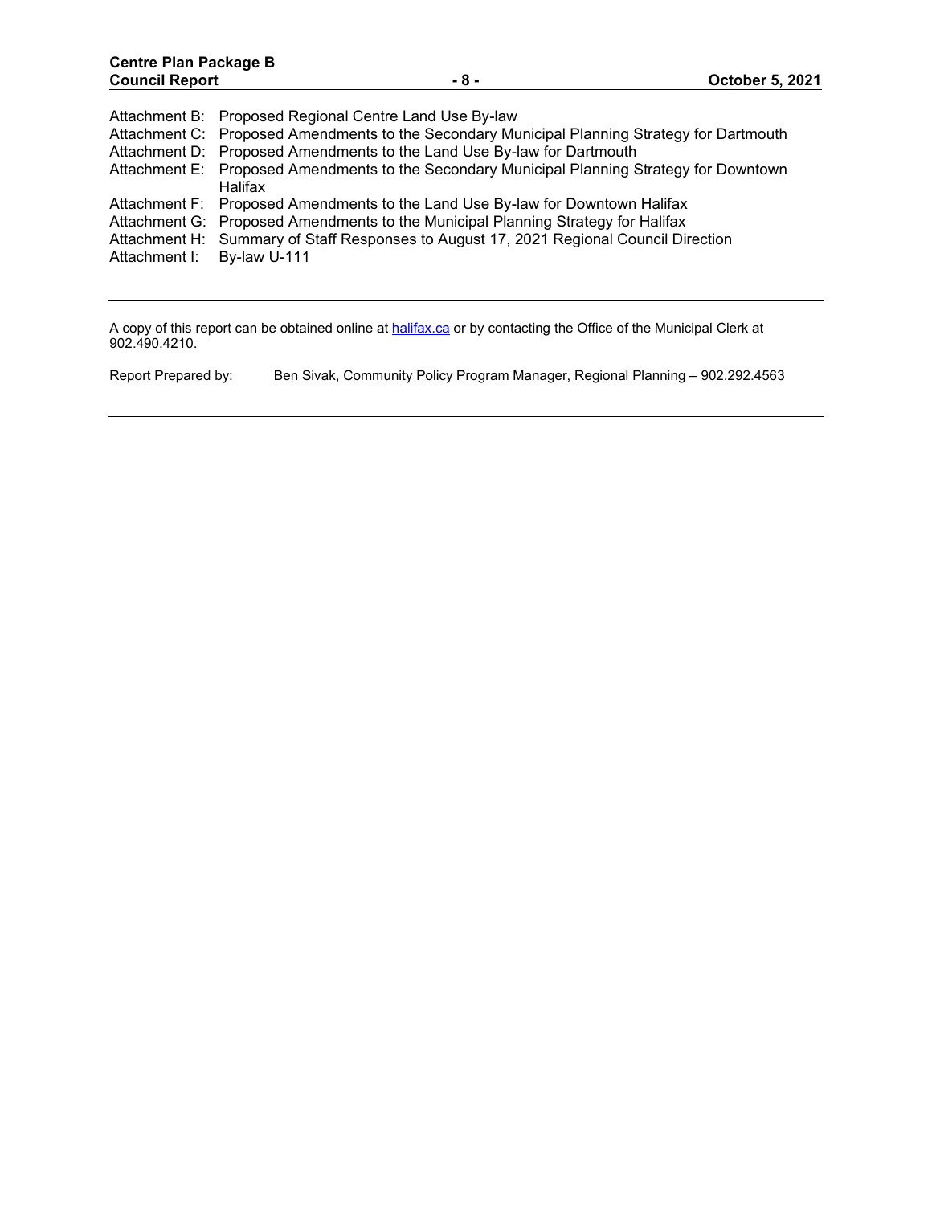Attachment B: Proposed Regional Centre Land Use By-law
Attachment C: Proposed Amendments to the Secondary Municipal Planning Strategy for Dartmouth
Attachment D: Proposed Amendments to the Land Use By-law for Dartmouth
Attachment E: Proposed Amendments to the Secondary Municipal Planning Strategy for Downtown Halifax
Attachment F: Proposed Amendments to the Land Use By-law for Downtown Halifax
Attachment G: Proposed Amendments to the Municipal Planning Strategy for Halifax
Attachment H: Summary of Staff Responses to August 17, 2021 Regional Council Direction
Attachment I: By-law U-111

---

A copy of this report can be obtained online at halifax.ca or by contacting the Office of the Municipal Clerk at 902.490.4210.

Report Prepared by: Ben Sivak, Community Policy Program Manager, Regional Planning – 902.292.4563

---